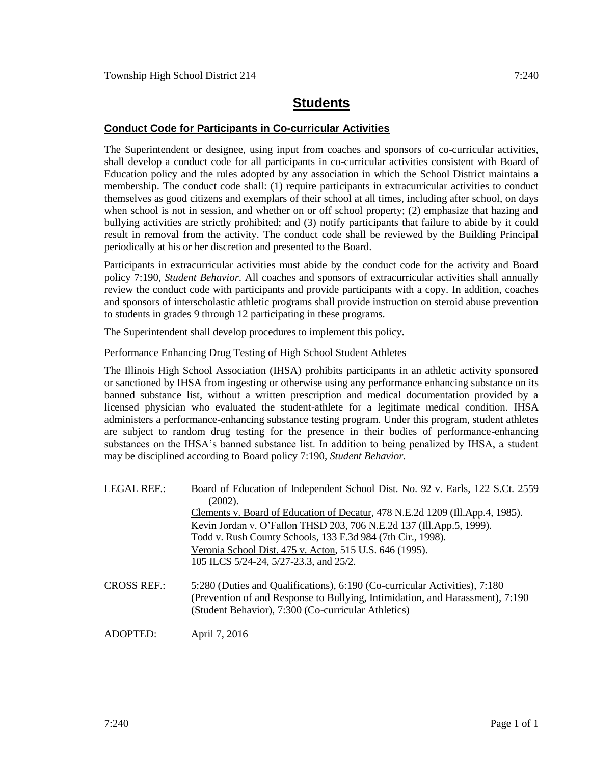# Students

## Conduct Code for Participants in Co-curricular Activities

The Superintendent or designee, using input from coaches and sponsors of co-curricular activities, shall develop a conduct code for all participants in co-curricular activities consistent with Board of Education policy and the rules adopted by any association in which the School District maintains a membership. The conduct code shall: (1) require participants in extracurricular activities to conduct themselves as good citizens and exemplars of their school at all times, including after school, on days when school is not in session, and whether on or off school property; (2) emphasize that hazing and bullying activities are strictly prohibited; and (3) notify participants that failure to abide by it could result in removal from the activity. The conduct code shall be reviewed by the Building Principal periodically at his or her discretion and presented to the Board.

Participants in extracurricular activities must abide by the conduct code for the activity and Board policy 7:190, *Student Behavior*. All coaches and sponsors of extracurricular activities shall annually review the conduct code with participants and provide participants with a copy. In addition, coaches and sponsors of interscholastic athletic programs shall provide instruction on steroid abuse prevention to students in grades 9 through 12 participating in these programs.

The Superintendent shall develop procedures to implement this policy.

### Performance Enhancing Drug Testing of High School Student Athletes

The Illinois High School Association (IHSA) prohibits participants in an athletic activity sponsored or sanctioned by IHSA from ingesting or otherwise using any performance enhancing substance on its banned substance list, without a written prescription and medical documentation provided by a licensed physician who evaluated the student-athlete for a legitimate medical condition. IHSA administers a performance-enhancing substance testing program. Under this program, student athletes are subject to random drug testing for the presence in their bodies of performance-enhancing substances on the IHSA's banned substance list. In addition to being penalized by IHSA, a student may be disciplined according to Board policy 7:190, *Student Behavior*.

LEGAL REF.:
Board of Education of Independent School Dist. No. 92 v. Earls, 122 S.Ct. 2559 (2002).
Clements v. Board of Education of Decatur, 478 N.E.2d 1209 (Ill.App.4, 1985).
Kevin Jordan v. O'Fallon THSD 203, 706 N.E.2d 137 (Ill.App.5, 1999).
Todd v. Rush County Schools, 133 F.3d 984 (7th Cir., 1998).
Veronia School Dist. 475 v. Acton, 515 U.S. 646 (1995).
105 ILCS 5/24-24, 5/27-23.3, and 25/2.

CROSS REF.:
5:280 (Duties and Qualifications), 6:190 (Co-curricular Activities), 7:180 (Prevention of and Response to Bullying, Intimidation, and Harassment), 7:190 (Student Behavior), 7:300 (Co-curricular Athletics)

ADOPTED: April 7, 2016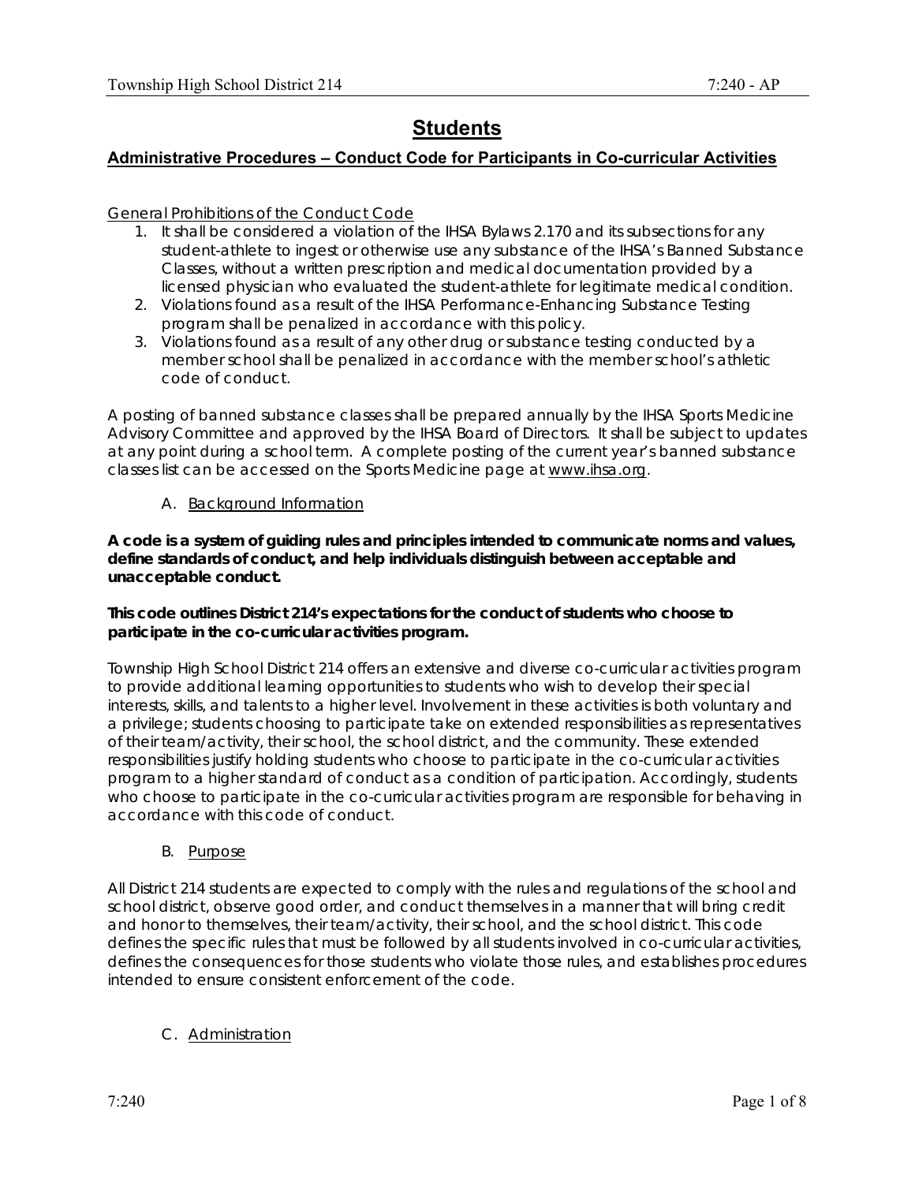# Students

## Administrative Procedures – Conduct Code for Participants in Co-curricular Activities

General Prohibitions of the Conduct Code

1. It shall be considered a violation of the IHSA Bylaws 2.170 and its subsections for any student-athlete to ingest or otherwise use any substance of the IHSA's Banned Substance Classes, without a written prescription and medical documentation provided by a licensed physician who evaluated the student-athlete for legitimate medical condition.
2. Violations found as a result of the IHSA Performance-Enhancing Substance Testing program shall be penalized in accordance with this policy.
3. Violations found as a result of any other drug or substance testing conducted by a member school shall be penalized in accordance with the member school's athletic code of conduct.

A posting of banned substance classes shall be prepared annually by the IHSA Sports Medicine Advisory Committee and approved by the IHSA Board of Directors. It shall be subject to updates at any point during a school term. A complete posting of the current year's banned substance classes list can be accessed on the Sports Medicine page at www.ihsa.org.

A. Background Information

**A code is a system of guiding rules and principles intended to communicate norms and values, define standards of conduct, and help individuals distinguish between acceptable and unacceptable conduct.**

**This code outlines District 214's expectations for the conduct of students who choose to participate in the co-curricular activities program.**

Township High School District 214 offers an extensive and diverse co-curricular activities program to provide additional learning opportunities to students who wish to develop their special interests, skills, and talents to a higher level. Involvement in these activities is both voluntary and a privilege; students choosing to participate take on extended responsibilities as representatives of their team/activity, their school, the school district, and the community. These extended responsibilities justify holding students who choose to participate in the co-curricular activities program to a higher standard of conduct as a condition of participation. Accordingly, students who choose to participate in the co-curricular activities program are responsible for behaving in accordance with this code of conduct.

B. Purpose

All District 214 students are expected to comply with the rules and regulations of the school and school district, observe good order, and conduct themselves in a manner that will bring credit and honor to themselves, their team/activity, their school, and the school district. This code defines the specific rules that must be followed by all students involved in co-curricular activities, defines the consequences for those students who violate those rules, and establishes procedures intended to ensure consistent enforcement of the code.

C. Administration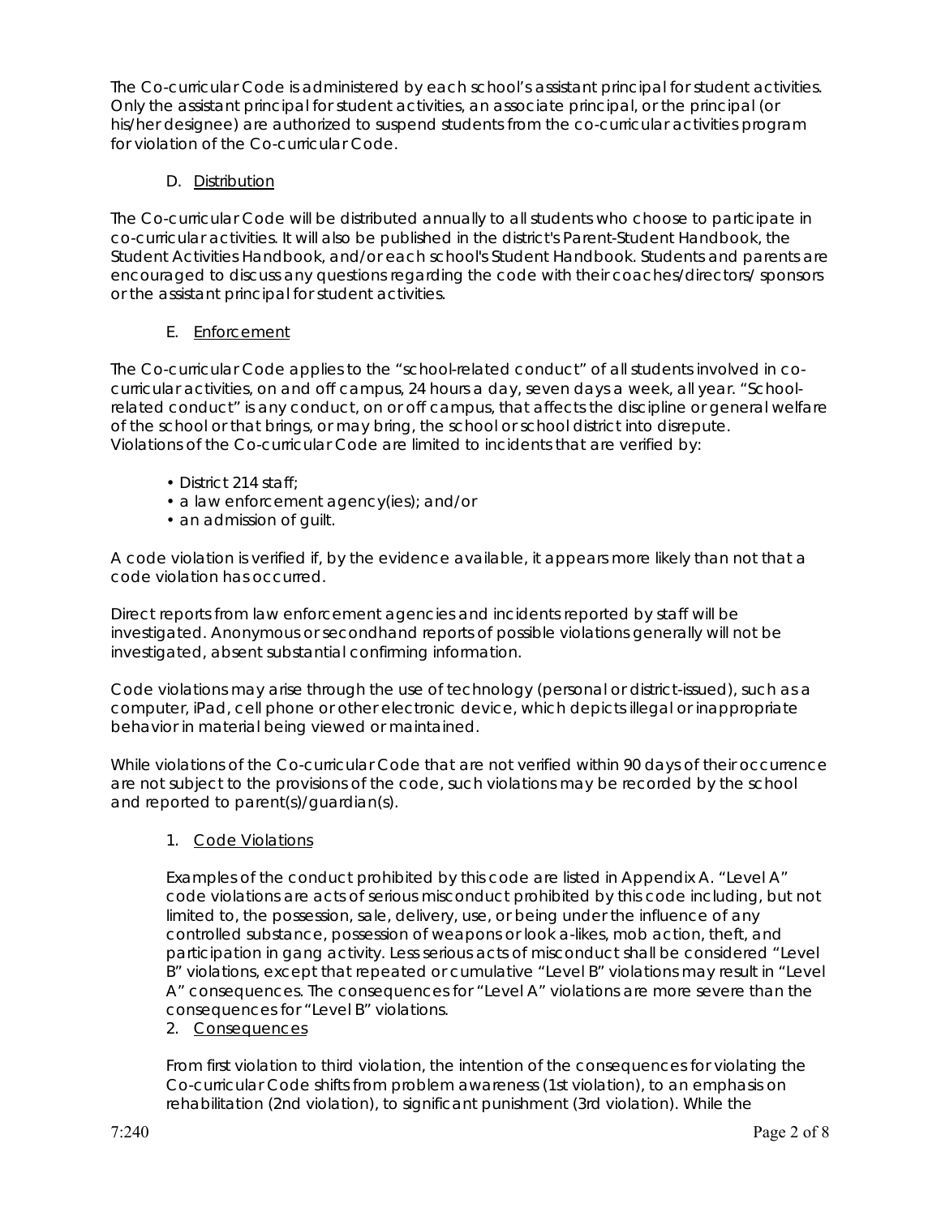The Co-curricular Code is administered by each school's assistant principal for student activities. Only the assistant principal for student activities, an associate principal, or the principal (or his/her designee) are authorized to suspend students from the co-curricular activities program for violation of the Co-curricular Code.

D. Distribution

The Co-curricular Code will be distributed annually to all students who choose to participate in co-curricular activities. It will also be published in the district's Parent-Student Handbook, the Student Activities Handbook, and/or each school's Student Handbook. Students and parents are encouraged to discuss any questions regarding the code with their coaches/directors/ sponsors or the assistant principal for student activities.

E. Enforcement

The Co-curricular Code applies to the "school-related conduct" of all students involved in co-curricular activities, on and off campus, 24 hours a day, seven days a week, all year. "School-related conduct" is any conduct, on or off campus, that affects the discipline or general welfare of the school or that brings, or may bring, the school or school district into disrepute. Violations of the Co-curricular Code are limited to incidents that are verified by:

- District 214 staff;
- a law enforcement agency(ies); and/or
- an admission of guilt.

A code violation is verified if, by the evidence available, it appears more likely than not that a code violation has occurred.

Direct reports from law enforcement agencies and incidents reported by staff will be investigated. Anonymous or secondhand reports of possible violations generally will not be investigated, absent substantial confirming information.

Code violations may arise through the use of technology (personal or district-issued), such as a computer, iPad, cell phone or other electronic device, which depicts illegal or inappropriate behavior in material being viewed or maintained.

While violations of the Co-curricular Code that are not verified within 90 days of their occurrence are not subject to the provisions of the code, such violations may be recorded by the school and reported to parent(s)/guardian(s).

1. Code Violations

Examples of the conduct prohibited by this code are listed in Appendix A. "Level A" code violations are acts of serious misconduct prohibited by this code including, but not limited to, the possession, sale, delivery, use, or being under the influence of any controlled substance, possession of weapons or look a-likes, mob action, theft, and participation in gang activity. Less serious acts of misconduct shall be considered "Level B" violations, except that repeated or cumulative "Level B" violations may result in "Level A" consequences. The consequences for "Level A" violations are more severe than the consequences for "Level B" violations.

2. Consequences

From first violation to third violation, the intention of the consequences for violating the Co-curricular Code shifts from problem awareness (1st violation), to an emphasis on rehabilitation (2nd violation), to significant punishment (3rd violation). While the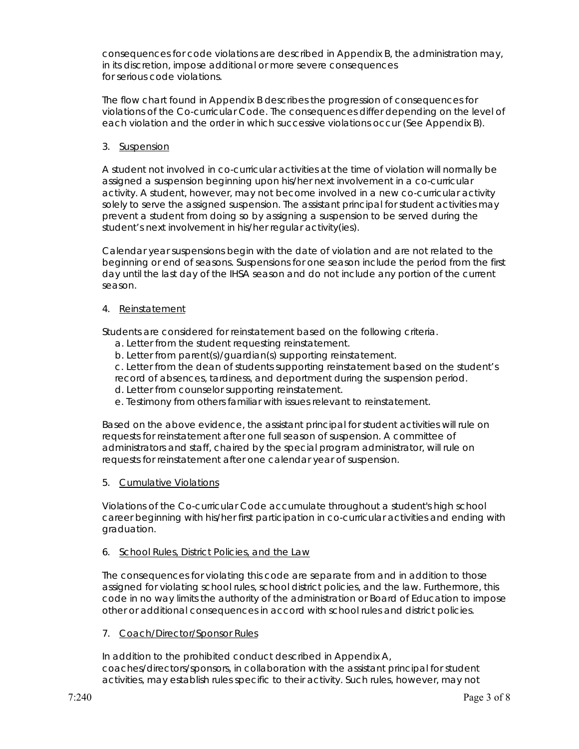consequences for code violations are described in Appendix B, the administration may, in its discretion, impose additional or more severe consequences for serious code violations.

The flow chart found in Appendix B describes the progression of consequences for violations of the Co-curricular Code. The consequences differ depending on the level of each violation and the order in which successive violations occur (See Appendix B).

3. Suspension

A student not involved in co-curricular activities at the time of violation will normally be assigned a suspension beginning upon his/her next involvement in a co-curricular activity. A student, however, may not become involved in a new co-curricular activity solely to serve the assigned suspension. The assistant principal for student activities may prevent a student from doing so by assigning a suspension to be served during the student's next involvement in his/her regular activity(ies).

Calendar year suspensions begin with the date of violation and are not related to the beginning or end of seasons. Suspensions for one season include the period from the first day until the last day of the IHSA season and do not include any portion of the current season.

4. Reinstatement

Students are considered for reinstatement based on the following criteria.

a. Letter from the student requesting reinstatement.
b. Letter from parent(s)/guardian(s) supporting reinstatement.
c. Letter from the dean of students supporting reinstatement based on the student's record of absences, tardiness, and deportment during the suspension period.
d. Letter from counselor supporting reinstatement.
e. Testimony from others familiar with issues relevant to reinstatement.

Based on the above evidence, the assistant principal for student activities will rule on requests for reinstatement after one full season of suspension. A committee of administrators and staff, chaired by the special program administrator, will rule on requests for reinstatement after one calendar year of suspension.

5. Cumulative Violations

Violations of the Co-curricular Code accumulate throughout a student's high school career beginning with his/her first participation in co-curricular activities and ending with graduation.

6. School Rules, District Policies, and the Law

The consequences for violating this code are separate from and in addition to those assigned for violating school rules, school district policies, and the law. Furthermore, this code in no way limits the authority of the administration or Board of Education to impose other or additional consequences in accord with school rules and district policies.

7. Coach/Director/Sponsor Rules

In addition to the prohibited conduct described in Appendix A, coaches/directors/sponsors, in collaboration with the assistant principal for student activities, may establish rules specific to their activity. Such rules, however, may not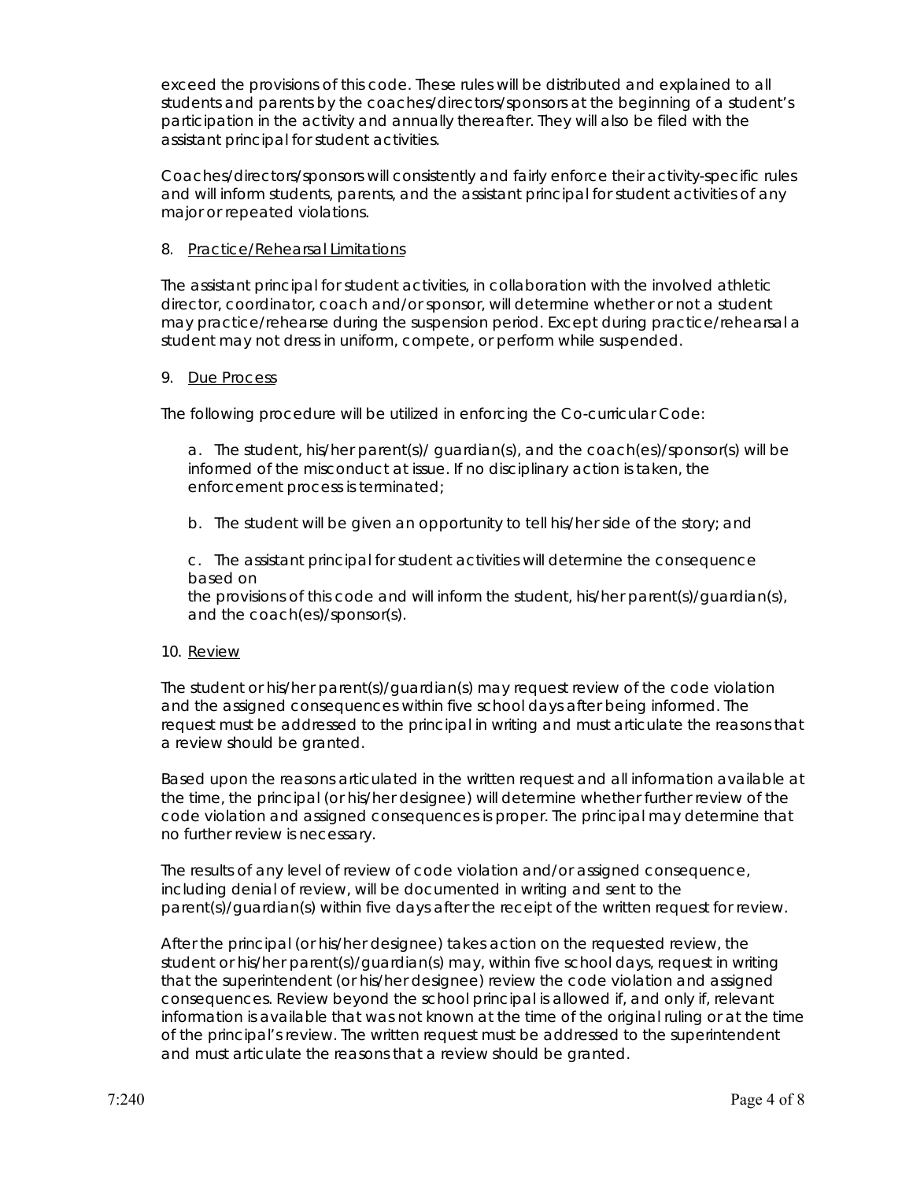exceed the provisions of this code. These rules will be distributed and explained to all students and parents by the coaches/directors/sponsors at the beginning of a student's participation in the activity and annually thereafter. They will also be filed with the assistant principal for student activities.

Coaches/directors/sponsors will consistently and fairly enforce their activity-specific rules and will inform students, parents, and the assistant principal for student activities of any major or repeated violations.

8. Practice/Rehearsal Limitations

The assistant principal for student activities, in collaboration with the involved athletic director, coordinator, coach and/or sponsor, will determine whether or not a student may practice/rehearse during the suspension period. Except during practice/rehearsal a student may not dress in uniform, compete, or perform while suspended.

9. Due Process

The following procedure will be utilized in enforcing the Co-curricular Code:

a. The student, his/her parent(s)/ guardian(s), and the coach(es)/sponsor(s) will be informed of the misconduct at issue. If no disciplinary action is taken, the enforcement process is terminated;

b. The student will be given an opportunity to tell his/her side of the story; and

c. The assistant principal for student activities will determine the consequence based on
the provisions of this code and will inform the student, his/her parent(s)/guardian(s), and the coach(es)/sponsor(s).

10. Review

The student or his/her parent(s)/guardian(s) may request review of the code violation and the assigned consequences within five school days after being informed. The request must be addressed to the principal in writing and must articulate the reasons that a review should be granted.

Based upon the reasons articulated in the written request and all information available at the time, the principal (or his/her designee) will determine whether further review of the code violation and assigned consequences is proper. The principal may determine that no further review is necessary.

The results of any level of review of code violation and/or assigned consequence, including denial of review, will be documented in writing and sent to the parent(s)/guardian(s) within five days after the receipt of the written request for review.

After the principal (or his/her designee) takes action on the requested review, the student or his/her parent(s)/guardian(s) may, within five school days, request in writing that the superintendent (or his/her designee) review the code violation and assigned consequences. Review beyond the school principal is allowed if, and only if, relevant information is available that was not known at the time of the original ruling or at the time of the principal's review. The written request must be addressed to the superintendent and must articulate the reasons that a review should be granted.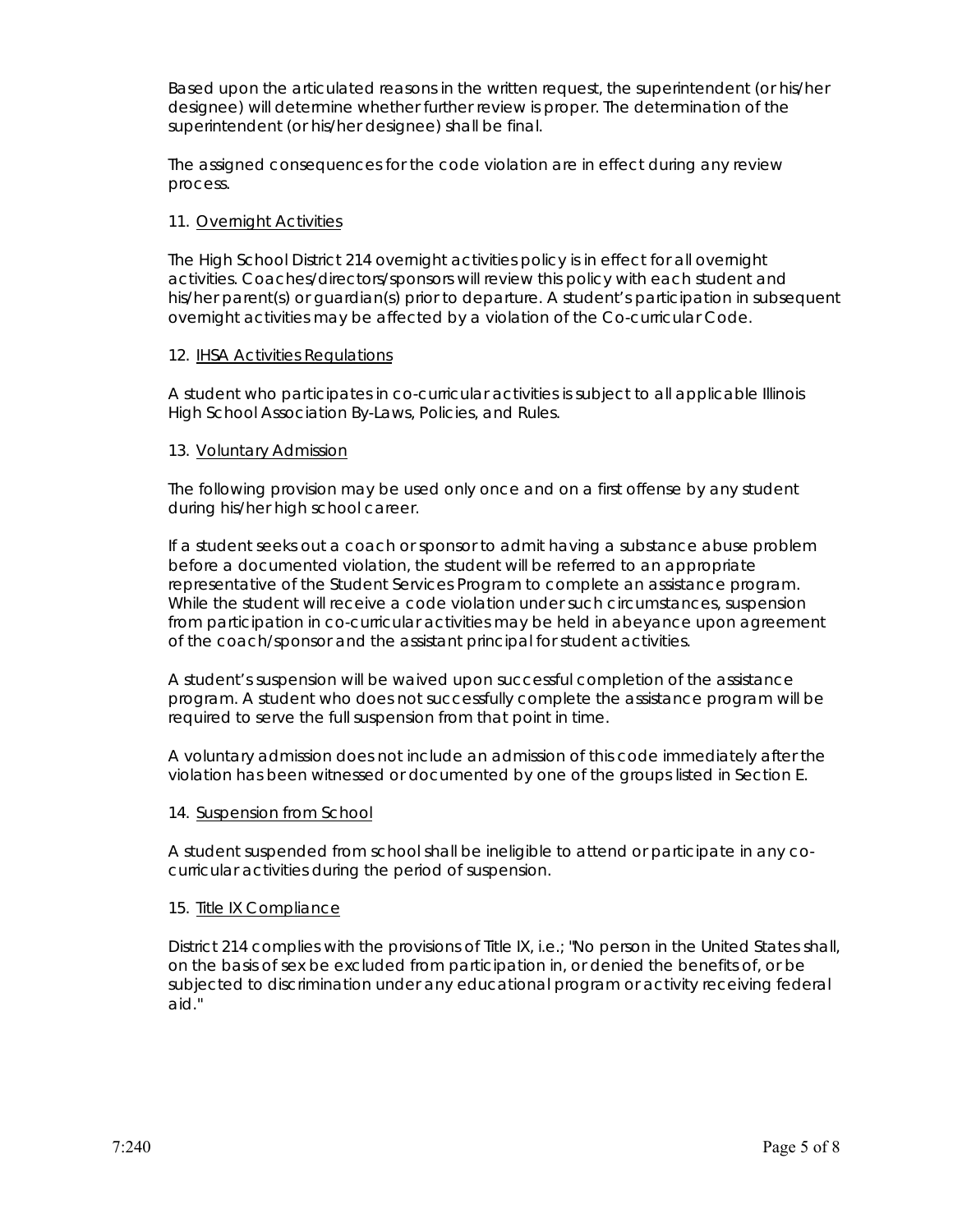Based upon the articulated reasons in the written request, the superintendent (or his/her designee) will determine whether further review is proper. The determination of the superintendent (or his/her designee) shall be final.

The assigned consequences for the code violation are in effect during any review process.

11. Overnight Activities

The High School District 214 overnight activities policy is in effect for all overnight activities. Coaches/directors/sponsors will review this policy with each student and his/her parent(s) or guardian(s) prior to departure. A student's participation in subsequent overnight activities may be affected by a violation of the Co-curricular Code.

12. IHSA Activities Regulations

A student who participates in co-curricular activities is subject to all applicable Illinois High School Association By-Laws, Policies, and Rules.

13. Voluntary Admission

The following provision may be used only once and on a first offense by any student during his/her high school career.

If a student seeks out a coach or sponsor to admit having a substance abuse problem before a documented violation, the student will be referred to an appropriate representative of the Student Services Program to complete an assistance program. While the student will receive a code violation under such circumstances, suspension from participation in co-curricular activities may be held in abeyance upon agreement of the coach/sponsor and the assistant principal for student activities.

A student's suspension will be waived upon successful completion of the assistance program. A student who does not successfully complete the assistance program will be required to serve the full suspension from that point in time.

A voluntary admission does not include an admission of this code immediately after the violation has been witnessed or documented by one of the groups listed in Section E.

14. Suspension from School

A student suspended from school shall be ineligible to attend or participate in any co-curricular activities during the period of suspension.

15. Title IX Compliance

District 214 complies with the provisions of Title IX, i.e.; "No person in the United States shall, on the basis of sex be excluded from participation in, or denied the benefits of, or be subjected to discrimination under any educational program or activity receiving federal aid."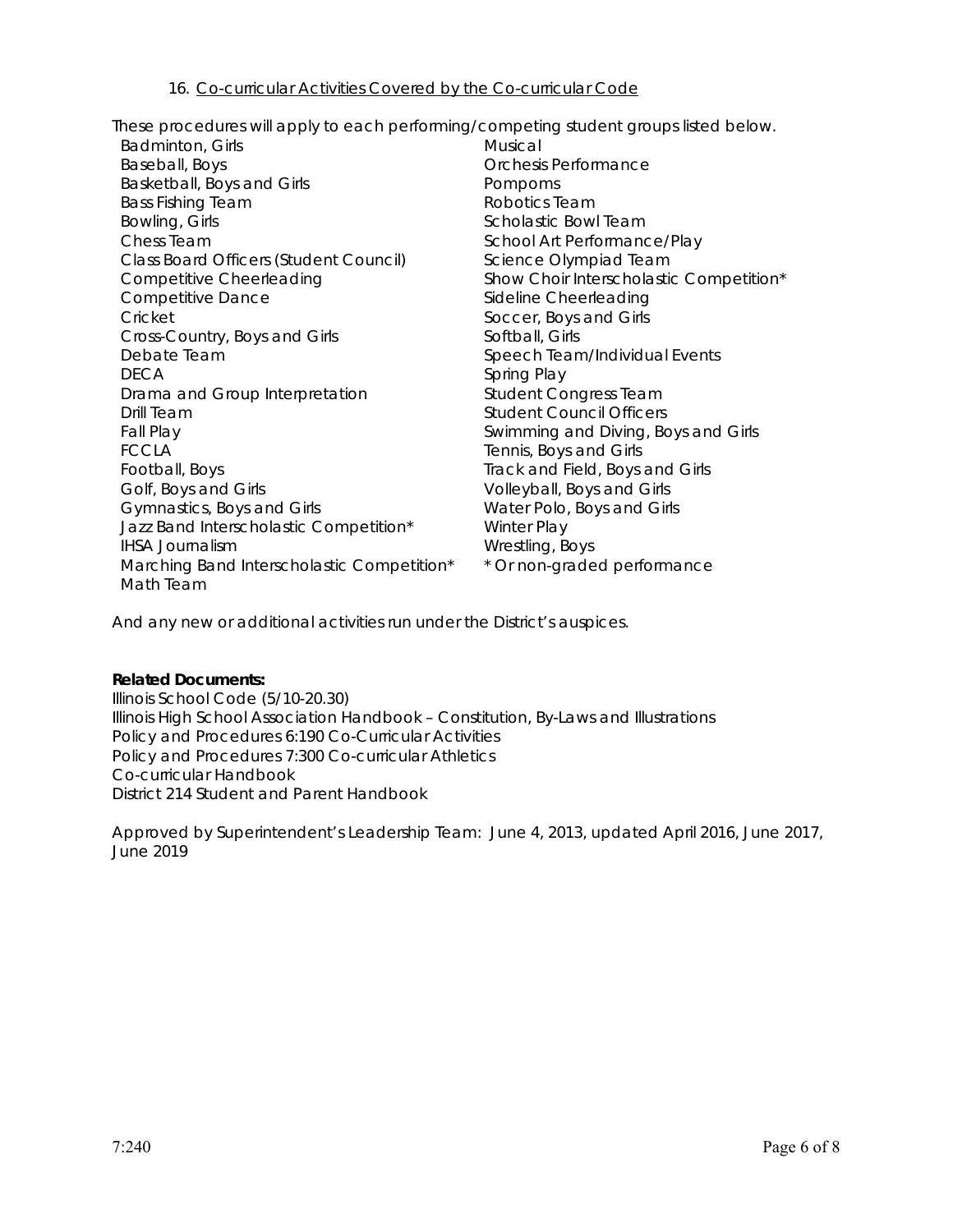16. Co-curricular Activities Covered by the Co-curricular Code

These procedures will apply to each performing/competing student groups listed below.

- Badminton, Girls
- Baseball, Boys
- Basketball, Boys and Girls
- Bass Fishing Team
- Bowling, Girls
- Chess Team
- Class Board Officers (Student Council)
- Competitive Cheerleading
- Competitive Dance
- Cricket
- Cross-Country, Boys and Girls
- Debate Team
- DECA
- Drama and Group Interpretation
- Drill Team
- Fall Play
- FCCLA
- Football, Boys
- Golf, Boys and Girls
- Gymnastics, Boys and Girls
- Jazz Band Interscholastic Competition*
- IHSA Journalism
- Marching Band Interscholastic Competition*
- Math Team
- Musical
- Orchesis Performance
- Pompoms
- Robotics Team
- Scholastic Bowl Team
- School Art Performance/Play
- Science Olympiad Team
- Show Choir Interscholastic Competition*
- Sideline Cheerleading
- Soccer, Boys and Girls
- Softball, Girls
- Speech Team/Individual Events
- Spring Play
- Student Congress Team
- Student Council Officers
- Swimming and Diving, Boys and Girls
- Tennis, Boys and Girls
- Track and Field, Boys and Girls
- Volleyball, Boys and Girls
- Water Polo, Boys and Girls
- Winter Play
- Wrestling, Boys

\* Or non-graded performance

And any new or additional activities run under the District's auspices.

**Related Documents:**

Illinois School Code (5/10-20.30)
Illinois High School Association Handbook – Constitution, By-Laws and Illustrations
Policy and Procedures 6:190 Co-Curricular Activities
Policy and Procedures 7:300 Co-curricular Athletics
Co-curricular Handbook
District 214 Student and Parent Handbook

Approved by Superintendent's Leadership Team: June 4, 2013, updated April 2016, June 2017, June 2019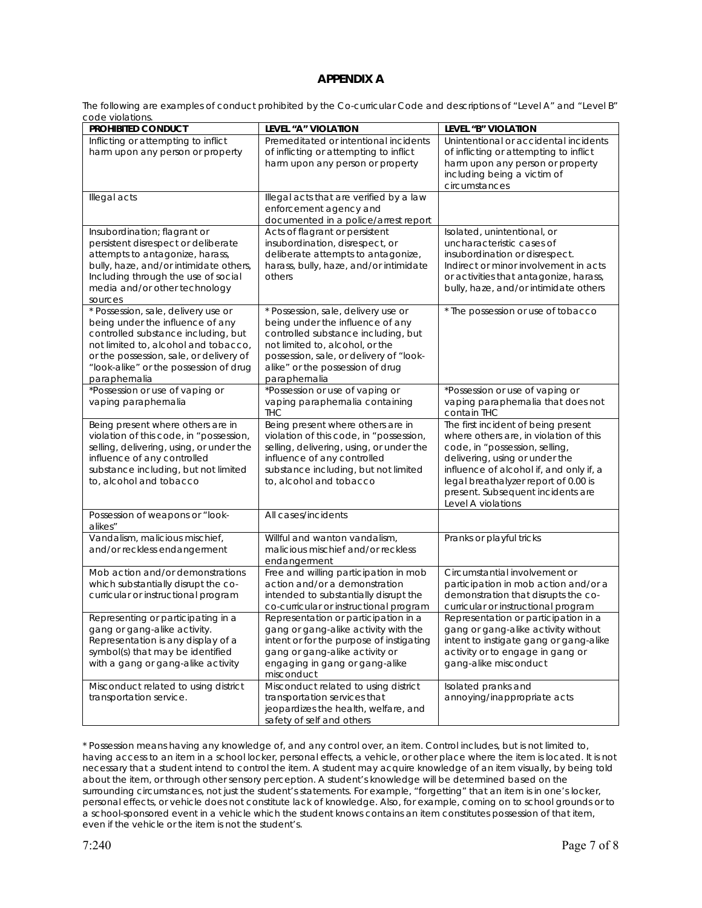# APPENDIX A

The following are examples of conduct prohibited by the Co-curricular Code and descriptions of "Level A" and "Level B" code violations.

| PROHIBITED CONDUCT | LEVEL "A" VIOLATION | LEVEL "B" VIOLATION |
|---|---|---|
| Inflicting or attempting to inflict harm upon any person or property | Premeditated or intentional incidents of inflicting or attempting to inflict harm upon any person or property | Unintentional or accidental incidents of inflicting or attempting to inflict harm upon any person or property including being a victim of circumstances |
| Illegal acts | Illegal acts that are verified by a law enforcement agency and documented in a police/arrest report | |
| Insubordination; flagrant or persistent disrespect or deliberate attempts to antagonize, harass, bully, haze, and/or intimidate others, Including through the use of social media and/or other technology sources | Acts of flagrant or persistent insubordination, disrespect, or deliberate attempts to antagonize, harass, bully, haze, and/or intimidate others | Isolated, unintentional, or uncharacteristic cases of insubordination or disrespect. Indirect or minor involvement in acts or activities that antagonize, harass, bully, haze, and/or intimidate others |
| * Possession, sale, delivery use or being under the influence of any controlled substance including, but not limited to, alcohol and tobacco, or the possession, sale, or delivery of "look-alike" or the possession of drug paraphernalia | * Possession, sale, delivery use or being under the influence of any controlled substance including, but not limited to, alcohol, or the possession, sale, or delivery of "look-alike" or the possession of drug paraphernalia | * The possession or use of tobacco |
| *Possession or use of vaping or vaping paraphernalia | *Possession or use of vaping or vaping paraphernalia containing THC | *Possession or use of vaping or vaping paraphernalia that does not contain THC |
| Being present where others are in violation of this code, in "possession, selling, delivering, using, or under the influence of any controlled substance including, but not limited to, alcohol and tobacco | Being present where others are in violation of this code, in "possession, selling, delivering, using, or under the influence of any controlled substance including, but not limited to, alcohol and tobacco | The first incident of being present where others are, in violation of this code, in "possession, selling, delivering, using or under the influence of alcohol if, and only if, a legal breathalyzer report of 0.00 is present. Subsequent incidents are Level A violations |
| Possession of weapons or "look-alikes" | All cases/incidents | |
| Vandalism, malicious mischief, and/or reckless endangerment | Willful and wanton vandalism, malicious mischief and/or reckless endangerment | Pranks or playful tricks |
| Mob action and/or demonstrations which substantially disrupt the co-curricular or instructional program | Free and willing participation in mob action and/or a demonstration intended to substantially disrupt the co-curricular or instructional program | Circumstantial involvement or participation in mob action and/or a demonstration that disrupts the co-curricular or instructional program |
| Representing or participating in a gang or gang-alike activity. Representation is any display of a symbol(s) that may be identified with a gang or gang-alike activity | Representation or participation in a gang or gang-alike activity with the intent or for the purpose of instigating gang or gang-alike activity or engaging in gang or gang-alike misconduct | Representation or participation in a gang or gang-alike activity without intent to instigate gang or gang-alike activity or to engage in gang or gang-alike misconduct |
| Misconduct related to using district transportation service. | Misconduct related to using district transportation services that jeopardizes the health, welfare, and safety of self and others | Isolated pranks and annoying/inappropriate acts |

* Possession means having any knowledge of, and any control over, an item. Control includes, but is not limited to, having access to an item in a school locker, personal effects, a vehicle, or other place where the item is located. It is not necessary that a student intend to control the item. A student may acquire knowledge of an item visually, by being told about the item, or through other sensory perception. A student's knowledge will be determined based on the surrounding circumstances, not just the student's statements. For example, "forgetting" that an item is in one's locker, personal effects, or vehicle does not constitute lack of knowledge. Also, for example, coming on to school grounds or to a school-sponsored event in a vehicle which the student knows contains an item constitutes possession of that item, even if the vehicle or the item is not the student's.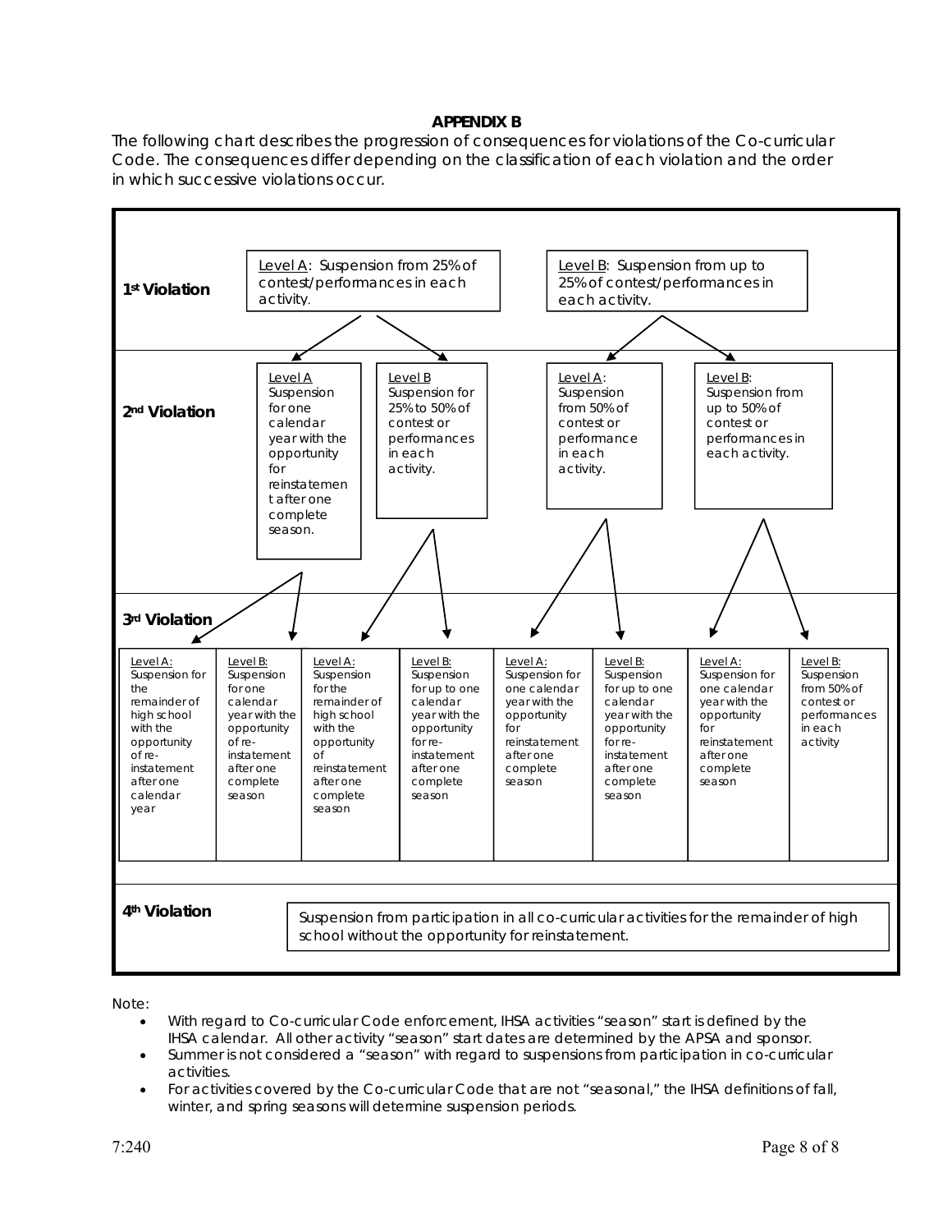**APPENDIX B**

The following chart describes the progression of consequences for violations of the Co-curricular Code. The consequences differ depending on the classification of each violation and the order in which successive violations occur.

**1st Violation**

Level A: Suspension from 25% of contest/performances in each activity.

Level B: Suspension from up to 25% of contest/performances in each activity.

**2nd Violation**

Level A Suspension for one calendar year with the opportunity for reinstatement after one complete season.

Level B Suspension for 25% to 50% of contest or performances in each activity.

Level A: Suspension from 50% of contest or performance in each activity.

Level B: Suspension from up to 50% of contest or performances in each activity.

**3rd Violation**

Level A: Suspension for the remainder of high school with the opportunity of re-instatement after one calendar year

Level B: Suspension for one calendar year with the opportunity of re-instatement after one complete season

Level A: Suspension for the remainder of high school with the opportunity of reinstatement after one complete season

Level B: Suspension for up to one calendar year with the opportunity for re-instatement after one complete season

Level A: Suspension for one calendar year with the opportunity for reinstatement after one complete season

Level B: Suspension for up to one calendar year with the opportunity for re-instatement after one complete season

Level A: Suspension for one calendar year with the opportunity for reinstatement after one complete season

Level B: Suspension from 50% of contest or performances in each activity

**4th Violation**

Suspension from participation in all co-curricular activities for the remainder of high school without the opportunity for reinstatement.

Note:

- With regard to Co-curricular Code enforcement, IHSA activities "season" start is defined by the IHSA calendar. All other activity "season" start dates are determined by the APSA and sponsor.
- Summer is not considered a "season" with regard to suspensions from participation in co-curricular activities.
- For activities covered by the Co-curricular Code that are not "seasonal," the IHSA definitions of fall, winter, and spring seasons will determine suspension periods.

7:240